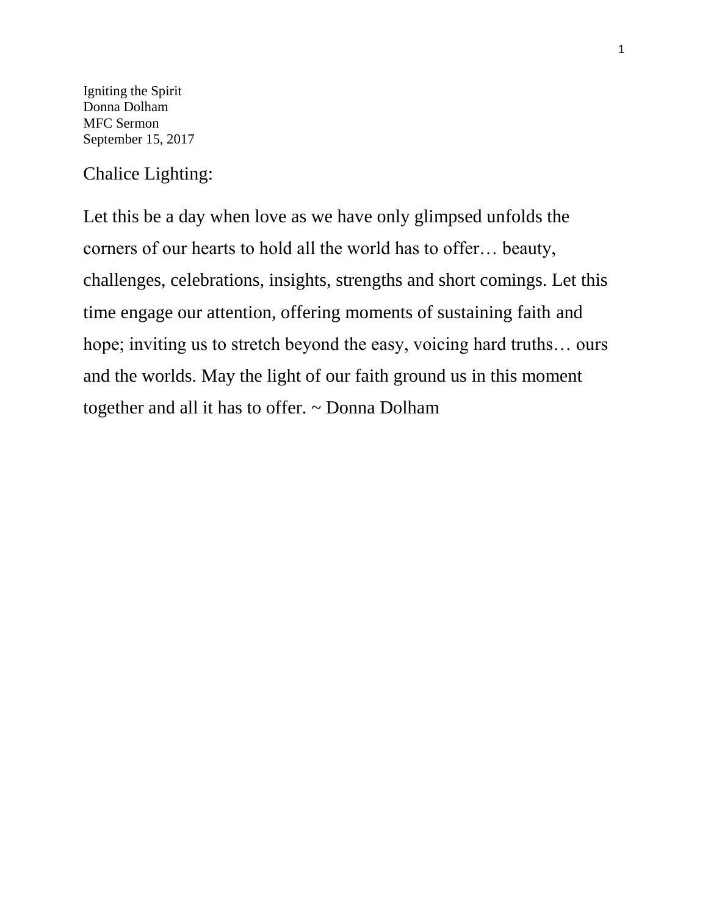Igniting the Spirit
Donna Dolham
MFC Sermon
September 15, 2017

## Chalice Lighting:

Let this be a day when love as we have only glimpsed unfolds the corners of our hearts to hold all the world has to offer… beauty, challenges, celebrations, insights, strengths and short comings. Let this time engage our attention, offering moments of sustaining faith and hope; inviting us to stretch beyond the easy, voicing hard truths… ours and the worlds. May the light of our faith ground us in this moment together and all it has to offer. ~ Donna Dolham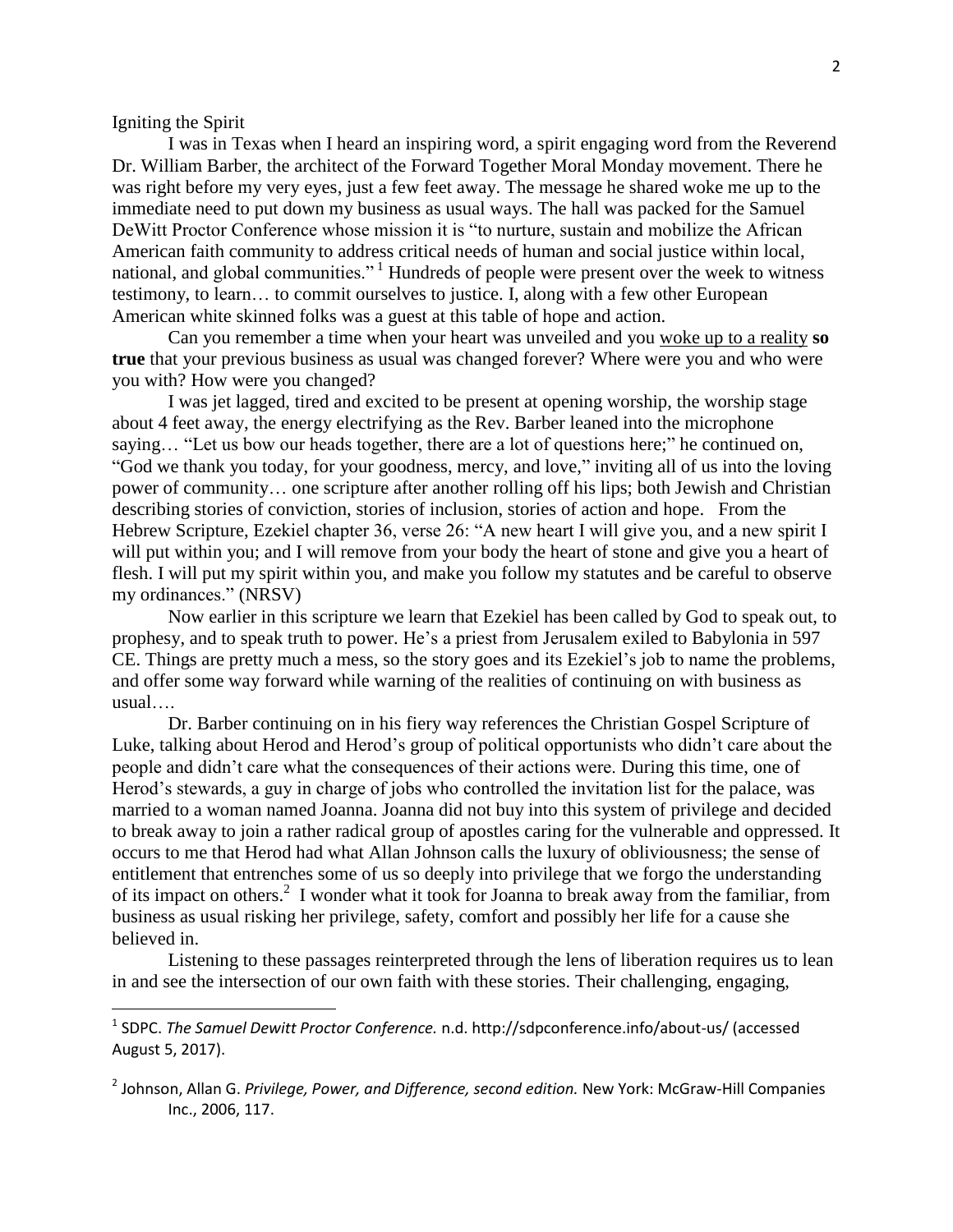Igniting the Spirit

I was in Texas when I heard an inspiring word, a spirit engaging word from the Reverend Dr. William Barber, the architect of the Forward Together Moral Monday movement. There he was right before my very eyes, just a few feet away. The message he shared woke me up to the immediate need to put down my business as usual ways. The hall was packed for the Samuel DeWitt Proctor Conference whose mission it is "to nurture, sustain and mobilize the African American faith community to address critical needs of human and social justice within local, national, and global communities." [1] Hundreds of people were present over the week to witness testimony, to learn… to commit ourselves to justice. I, along with a few other European American white skinned folks was a guest at this table of hope and action.

Can you remember a time when your heart was unveiled and you <u>woke up to a reality</u> **so true** that your previous business as usual was changed forever? Where were you and who were you with? How were you changed?

I was jet lagged, tired and excited to be present at opening worship, the worship stage about 4 feet away, the energy electrifying as the Rev. Barber leaned into the microphone saying… "Let us bow our heads together, there are a lot of questions here;" he continued on, "God we thank you today, for your goodness, mercy, and love," inviting all of us into the loving power of community… one scripture after another rolling off his lips; both Jewish and Christian describing stories of conviction, stories of inclusion, stories of action and hope. From the Hebrew Scripture, Ezekiel chapter 36, verse 26: "A new heart I will give you, and a new spirit I will put within you; and I will remove from your body the heart of stone and give you a heart of flesh. I will put my spirit within you, and make you follow my statutes and be careful to observe my ordinances." (NRSV)

Now earlier in this scripture we learn that Ezekiel has been called by God to speak out, to prophesy, and to speak truth to power. He's a priest from Jerusalem exiled to Babylonia in 597 CE. Things are pretty much a mess, so the story goes and its Ezekiel's job to name the problems, and offer some way forward while warning of the realities of continuing on with business as usual….

Dr. Barber continuing on in his fiery way references the Christian Gospel Scripture of Luke, talking about Herod and Herod's group of political opportunists who didn't care about the people and didn't care what the consequences of their actions were. During this time, one of Herod's stewards, a guy in charge of jobs who controlled the invitation list for the palace, was married to a woman named Joanna. Joanna did not buy into this system of privilege and decided to break away to join a rather radical group of apostles caring for the vulnerable and oppressed. It occurs to me that Herod had what Allan Johnson calls the luxury of obliviousness; the sense of entitlement that entrenches some of us so deeply into privilege that we forgo the understanding of its impact on others.[2] I wonder what it took for Joanna to break away from the familiar, from business as usual risking her privilege, safety, comfort and possibly her life for a cause she believed in.

Listening to these passages reinterpreted through the lens of liberation requires us to lean in and see the intersection of our own faith with these stories. Their challenging, engaging,

---

[1] SDPC. *The Samuel Dewitt Proctor Conference.* n.d. http://sdpconference.info/about-us/ (accessed August 5, 2017).

[2] Johnson, Allan G. *Privilege, Power, and Difference, second edition.* New York: McGraw-Hill Companies Inc., 2006, 117.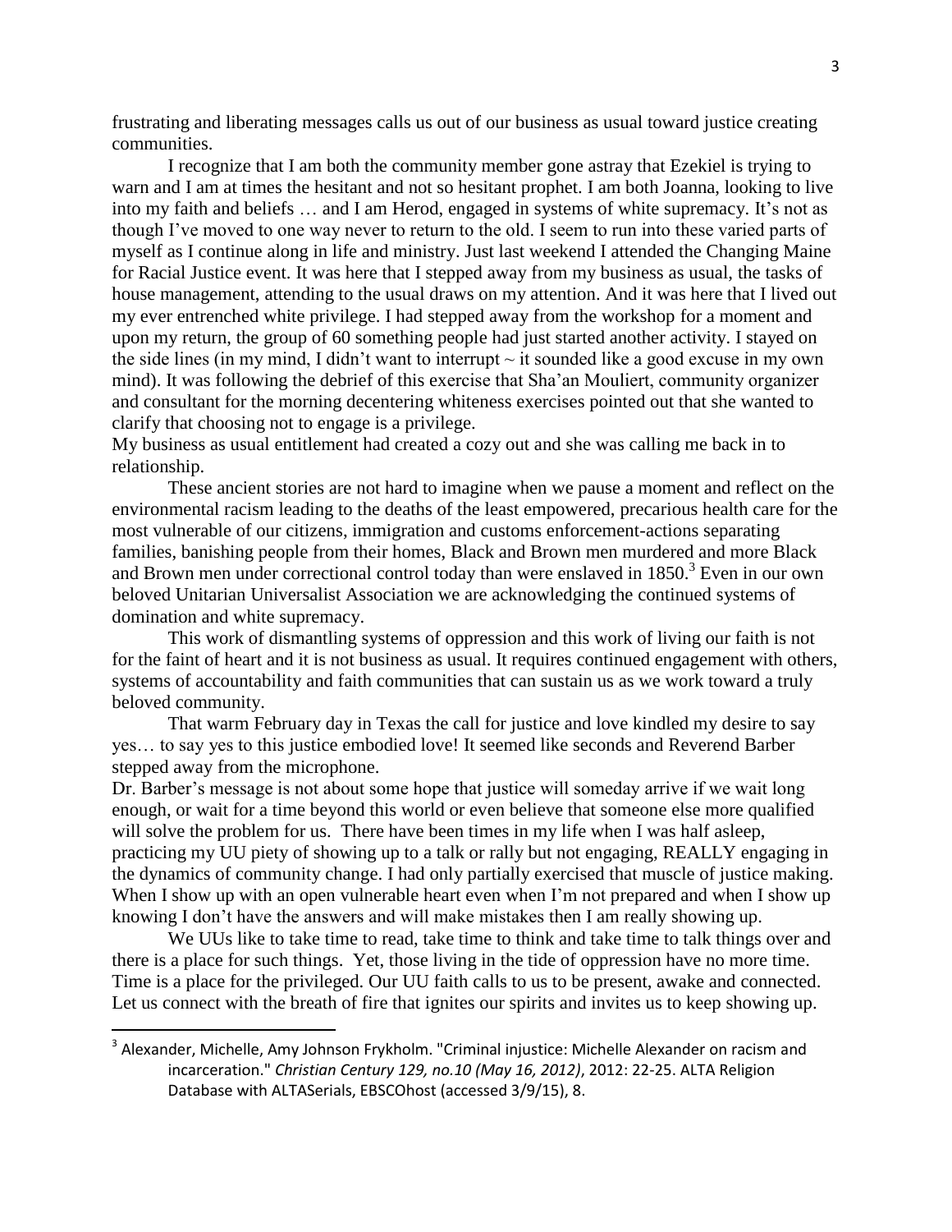frustrating and liberating messages calls us out of our business as usual toward justice creating communities.

I recognize that I am both the community member gone astray that Ezekiel is trying to warn and I am at times the hesitant and not so hesitant prophet. I am both Joanna, looking to live into my faith and beliefs … and I am Herod, engaged in systems of white supremacy. It's not as though I've moved to one way never to return to the old. I seem to run into these varied parts of myself as I continue along in life and ministry. Just last weekend I attended the Changing Maine for Racial Justice event. It was here that I stepped away from my business as usual, the tasks of house management, attending to the usual draws on my attention. And it was here that I lived out my ever entrenched white privilege. I had stepped away from the workshop for a moment and upon my return, the group of 60 something people had just started another activity. I stayed on the side lines (in my mind, I didn't want to interrupt ~ it sounded like a good excuse in my own mind). It was following the debrief of this exercise that Sha'an Mouliert, community organizer and consultant for the morning decentering whiteness exercises pointed out that she wanted to clarify that choosing not to engage is a privilege.

My business as usual entitlement had created a cozy out and she was calling me back in to relationship.

These ancient stories are not hard to imagine when we pause a moment and reflect on the environmental racism leading to the deaths of the least empowered, precarious health care for the most vulnerable of our citizens, immigration and customs enforcement-actions separating families, banishing people from their homes, Black and Brown men murdered and more Black and Brown men under correctional control today than were enslaved in 1850.[3] Even in our own beloved Unitarian Universalist Association we are acknowledging the continued systems of domination and white supremacy.

This work of dismantling systems of oppression and this work of living our faith is not for the faint of heart and it is not business as usual. It requires continued engagement with others, systems of accountability and faith communities that can sustain us as we work toward a truly beloved community.

That warm February day in Texas the call for justice and love kindled my desire to say yes… to say yes to this justice embodied love! It seemed like seconds and Reverend Barber stepped away from the microphone.

Dr. Barber's message is not about some hope that justice will someday arrive if we wait long enough, or wait for a time beyond this world or even believe that someone else more qualified will solve the problem for us. There have been times in my life when I was half asleep, practicing my UU piety of showing up to a talk or rally but not engaging, REALLY engaging in the dynamics of community change. I had only partially exercised that muscle of justice making. When I show up with an open vulnerable heart even when I'm not prepared and when I show up knowing I don't have the answers and will make mistakes then I am really showing up.

We UUs like to take time to read, take time to think and take time to talk things over and there is a place for such things. Yet, those living in the tide of oppression have no more time. Time is a place for the privileged. Our UU faith calls to us to be present, awake and connected. Let us connect with the breath of fire that ignites our spirits and invites us to keep showing up.

---

[3] Alexander, Michelle, Amy Johnson Frykholm. "Criminal injustice: Michelle Alexander on racism and incarceration." *Christian Century 129, no.10 (May 16, 2012)*, 2012: 22-25. ALTA Religion Database with ALTASerials, EBSCOhost (accessed 3/9/15), 8.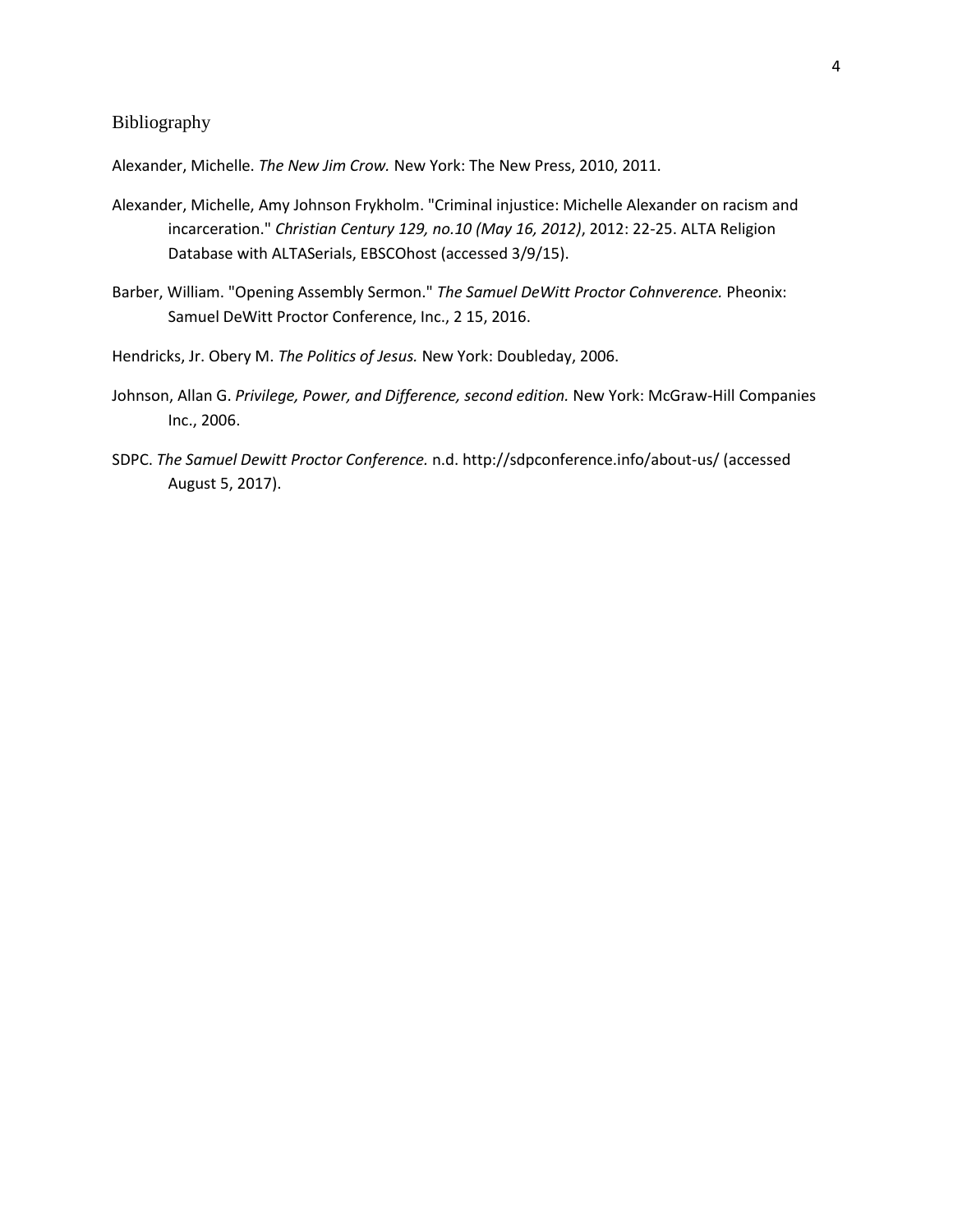# Bibliography

Alexander, Michelle. *The New Jim Crow.* New York: The New Press, 2010, 2011.

Alexander, Michelle, Amy Johnson Frykholm. "Criminal injustice: Michelle Alexander on racism and incarceration." *Christian Century 129, no.10 (May 16, 2012)*, 2012: 22-25. ALTA Religion Database with ALTASerials, EBSCOhost (accessed 3/9/15).

Barber, William. "Opening Assembly Sermon." *The Samuel DeWitt Proctor Cohnverence.* Pheonix: Samuel DeWitt Proctor Conference, Inc., 2 15, 2016.

Hendricks, Jr. Obery M. *The Politics of Jesus.* New York: Doubleday, 2006.

Johnson, Allan G. *Privilege, Power, and Difference, second edition.* New York: McGraw-Hill Companies Inc., 2006.

SDPC. *The Samuel Dewitt Proctor Conference.* n.d. http://sdpconference.info/about-us/ (accessed August 5, 2017).